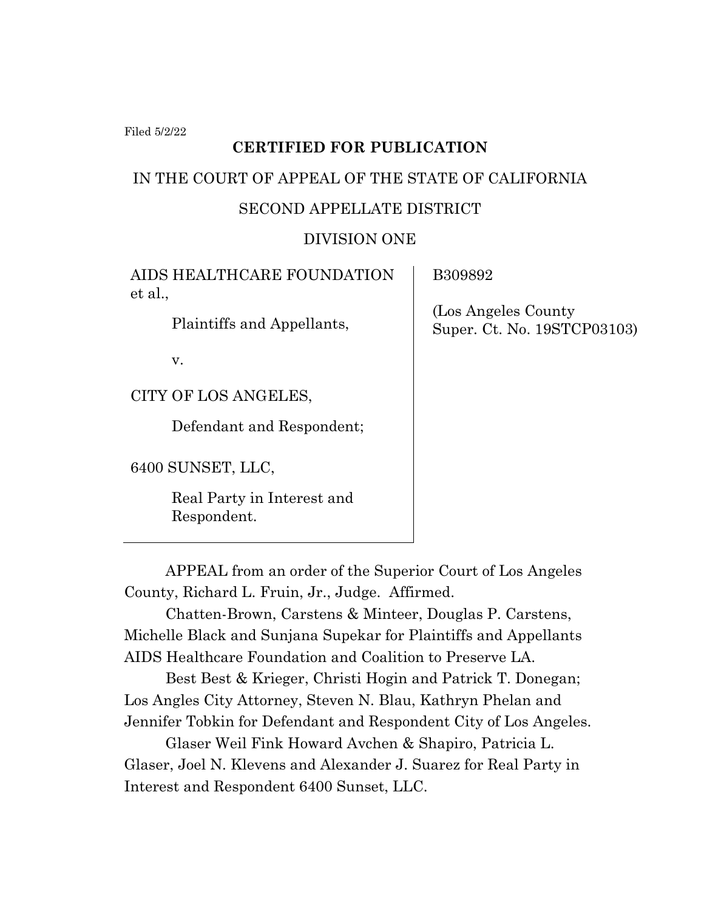Filed 5/2/22

**CERTIFIED FOR PUBLICATION**

IN THE COURT OF APPEAL OF THE STATE OF CALIFORNIA

SECOND APPELLATE DISTRICT

DIVISION ONE

| | |
|---|---|
| AIDS HEALTHCARE FOUNDATION et al.,<br><br>Plaintiffs and Appellants,<br><br>v.<br><br>CITY OF LOS ANGELES,<br><br>Defendant and Respondent;<br><br>6400 SUNSET, LLC,<br><br>Real Party in Interest and Respondent. | B309892<br><br>(Los Angeles County Super. Ct. No. 19STCP03103) |

APPEAL from an order of the Superior Court of Los Angeles County, Richard L. Fruin, Jr., Judge. Affirmed.

Chatten-Brown, Carstens & Minteer, Douglas P. Carstens, Michelle Black and Sunjana Supekar for Plaintiffs and Appellants AIDS Healthcare Foundation and Coalition to Preserve LA.

Best Best & Krieger, Christi Hogin and Patrick T. Donegan; Los Angles City Attorney, Steven N. Blau, Kathryn Phelan and Jennifer Tobkin for Defendant and Respondent City of Los Angeles.

Glaser Weil Fink Howard Avchen & Shapiro, Patricia L. Glaser, Joel N. Klevens and Alexander J. Suarez for Real Party in Interest and Respondent 6400 Sunset, LLC.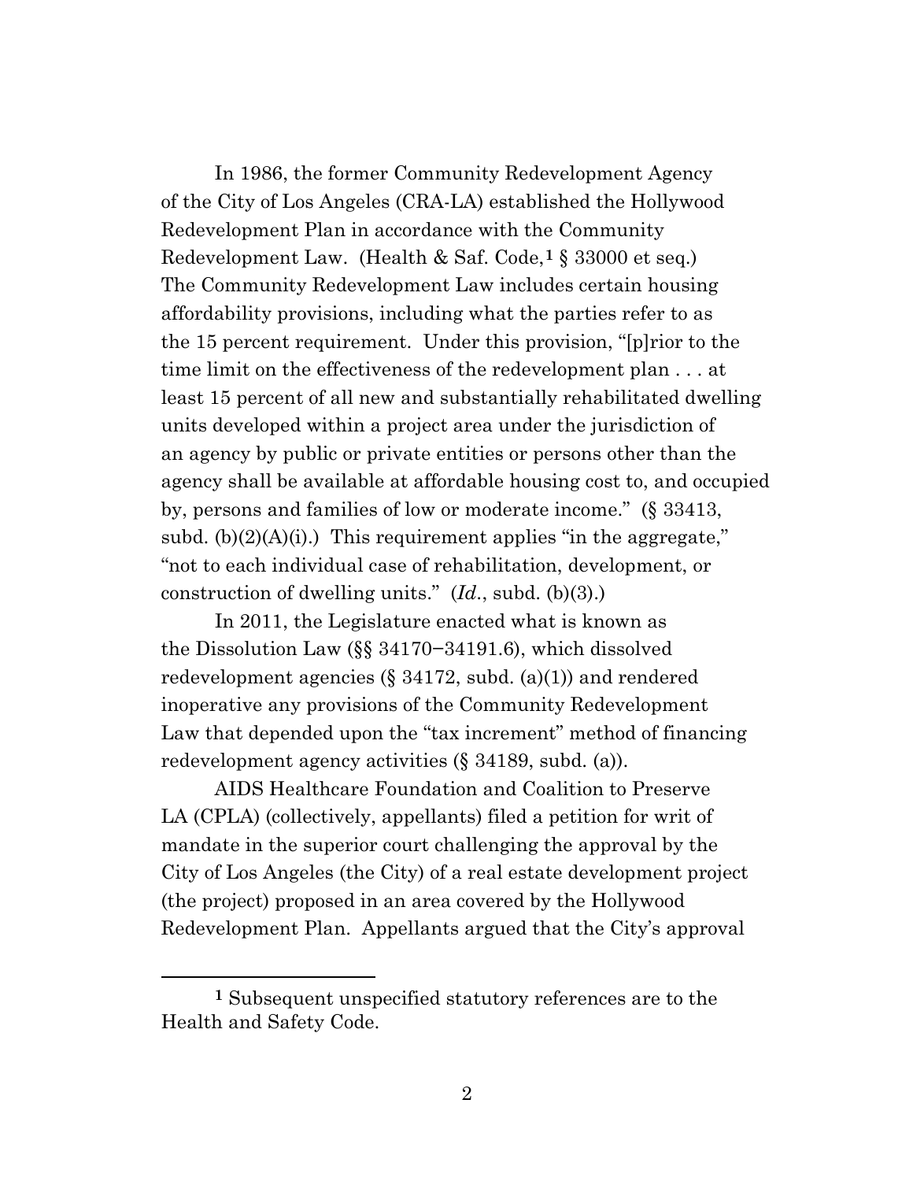In 1986, the former Community Redevelopment Agency of the City of Los Angeles (CRA-LA) established the Hollywood Redevelopment Plan in accordance with the Community Redevelopment Law. (Health & Saf. Code,[1] § 33000 et seq.) The Community Redevelopment Law includes certain housing affordability provisions, including what the parties refer to as the 15 percent requirement. Under this provision, "[p]rior to the time limit on the effectiveness of the redevelopment plan . . . at least 15 percent of all new and substantially rehabilitated dwelling units developed within a project area under the jurisdiction of an agency by public or private entities or persons other than the agency shall be available at affordable housing cost to, and occupied by, persons and families of low or moderate income." (§ 33413, subd. (b)(2)(A)(i).) This requirement applies "in the aggregate," "not to each individual case of rehabilitation, development, or construction of dwelling units." (*Id.*, subd. (b)(3).)

In 2011, the Legislature enacted what is known as the Dissolution Law (§§ 34170–34191.6), which dissolved redevelopment agencies (§ 34172, subd. (a)(1)) and rendered inoperative any provisions of the Community Redevelopment Law that depended upon the "tax increment" method of financing redevelopment agency activities (§ 34189, subd. (a)).

AIDS Healthcare Foundation and Coalition to Preserve LA (CPLA) (collectively, appellants) filed a petition for writ of mandate in the superior court challenging the approval by the City of Los Angeles (the City) of a real estate development project (the project) proposed in an area covered by the Hollywood Redevelopment Plan. Appellants argued that the City's approval

[1] Subsequent unspecified statutory references are to the Health and Safety Code.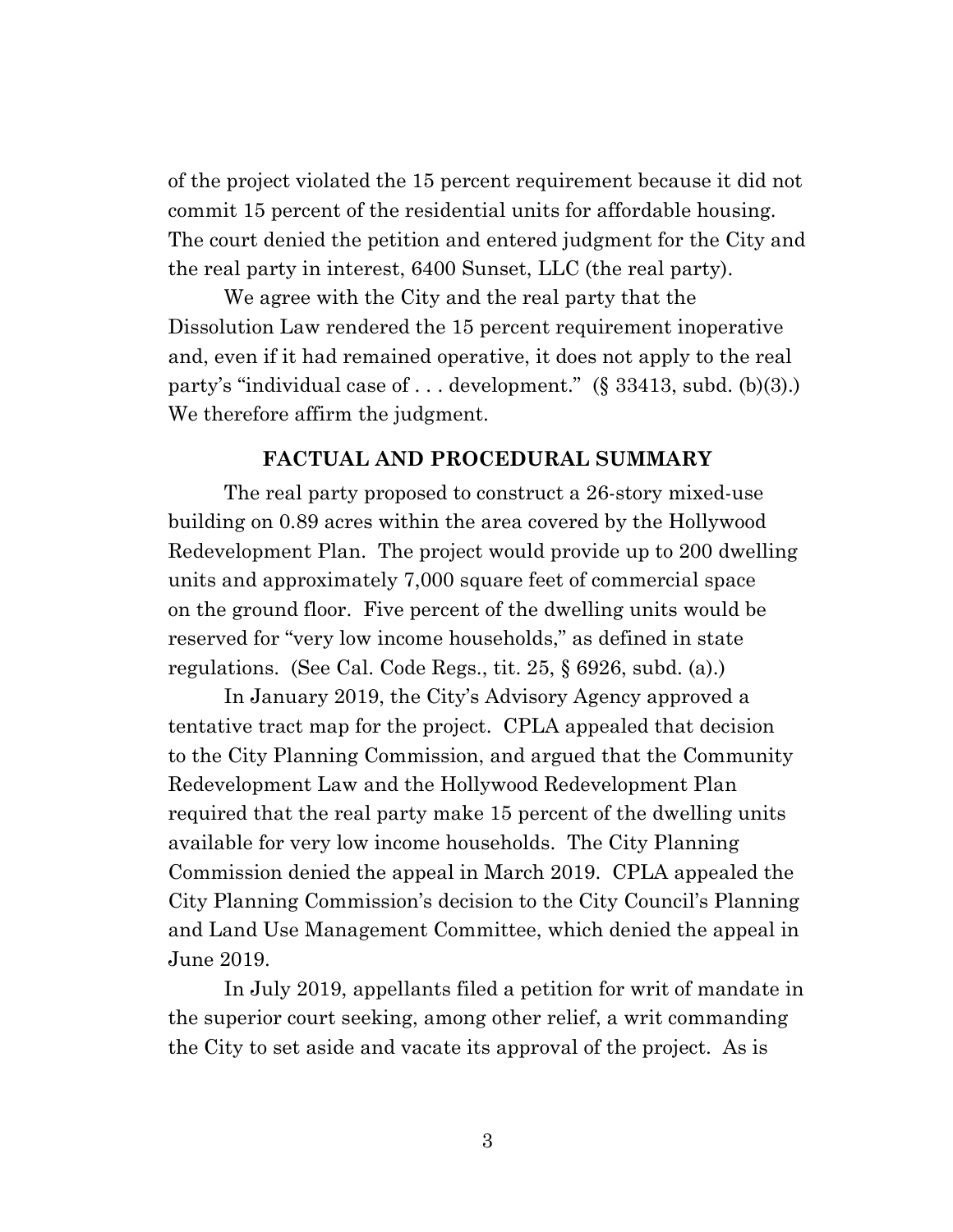of the project violated the 15 percent requirement because it did not commit 15 percent of the residential units for affordable housing. The court denied the petition and entered judgment for the City and the real party in interest, 6400 Sunset, LLC (the real party).

We agree with the City and the real party that the Dissolution Law rendered the 15 percent requirement inoperative and, even if it had remained operative, it does not apply to the real party's "individual case of . . . development." (§ 33413, subd. (b)(3).) We therefore affirm the judgment.

## FACTUAL AND PROCEDURAL SUMMARY

The real party proposed to construct a 26-story mixed-use building on 0.89 acres within the area covered by the Hollywood Redevelopment Plan. The project would provide up to 200 dwelling units and approximately 7,000 square feet of commercial space on the ground floor. Five percent of the dwelling units would be reserved for "very low income households," as defined in state regulations. (See Cal. Code Regs., tit. 25, § 6926, subd. (a).)

In January 2019, the City's Advisory Agency approved a tentative tract map for the project. CPLA appealed that decision to the City Planning Commission, and argued that the Community Redevelopment Law and the Hollywood Redevelopment Plan required that the real party make 15 percent of the dwelling units available for very low income households. The City Planning Commission denied the appeal in March 2019. CPLA appealed the City Planning Commission's decision to the City Council's Planning and Land Use Management Committee, which denied the appeal in June 2019.

In July 2019, appellants filed a petition for writ of mandate in the superior court seeking, among other relief, a writ commanding the City to set aside and vacate its approval of the project. As is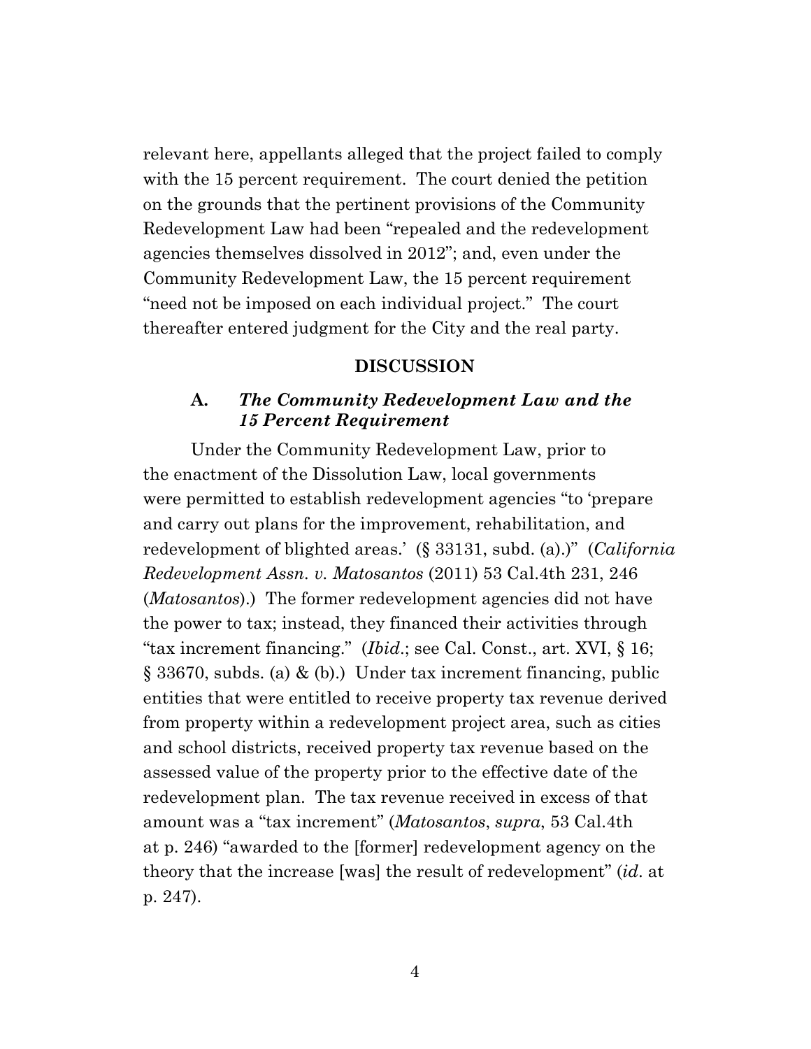relevant here, appellants alleged that the project failed to comply with the 15 percent requirement. The court denied the petition on the grounds that the pertinent provisions of the Community Redevelopment Law had been "repealed and the redevelopment agencies themselves dissolved in 2012"; and, even under the Community Redevelopment Law, the 15 percent requirement "need not be imposed on each individual project." The court thereafter entered judgment for the City and the real party.

## DISCUSSION

### A. *The Community Redevelopment Law and the 15 Percent Requirement*

Under the Community Redevelopment Law, prior to the enactment of the Dissolution Law, local governments were permitted to establish redevelopment agencies "to 'prepare and carry out plans for the improvement, rehabilitation, and redevelopment of blighted areas.' (§ 33131, subd. (a).)" (*California Redevelopment Assn. v. Matosantos* (2011) 53 Cal.4th 231, 246 (*Matosantos*).) The former redevelopment agencies did not have the power to tax; instead, they financed their activities through "tax increment financing." (*Ibid*.; see Cal. Const., art. XVI, § 16; § 33670, subds. (a) & (b).) Under tax increment financing, public entities that were entitled to receive property tax revenue derived from property within a redevelopment project area, such as cities and school districts, received property tax revenue based on the assessed value of the property prior to the effective date of the redevelopment plan. The tax revenue received in excess of that amount was a "tax increment" (*Matosantos*, *supra*, 53 Cal.4th at p. 246) "awarded to the [former] redevelopment agency on the theory that the increase [was] the result of redevelopment" (*id*. at p. 247).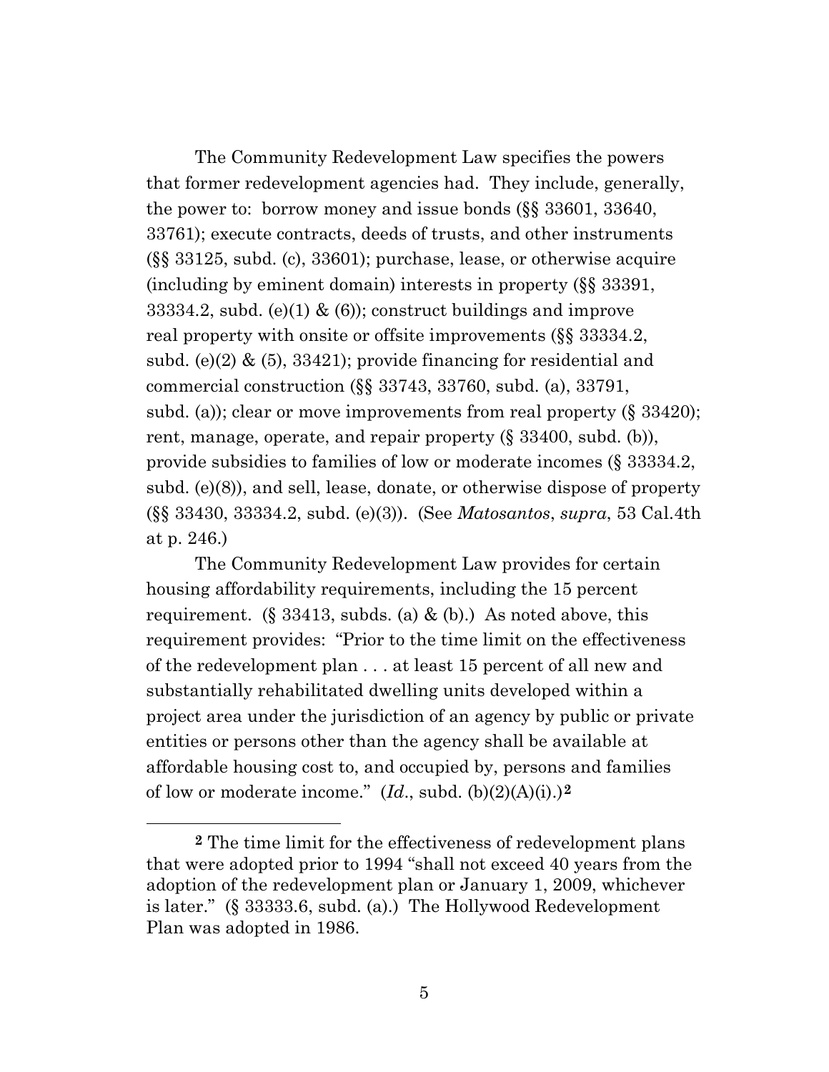The Community Redevelopment Law specifies the powers that former redevelopment agencies had. They include, generally, the power to: borrow money and issue bonds (§§ 33601, 33640, 33761); execute contracts, deeds of trusts, and other instruments (§§ 33125, subd. (c), 33601); purchase, lease, or otherwise acquire (including by eminent domain) interests in property (§§ 33391, 33334.2, subd. (e)(1) & (6)); construct buildings and improve real property with onsite or offsite improvements (§§ 33334.2, subd. (e)(2) & (5), 33421); provide financing for residential and commercial construction (§§ 33743, 33760, subd. (a), 33791, subd. (a)); clear or move improvements from real property (§ 33420); rent, manage, operate, and repair property (§ 33400, subd. (b)), provide subsidies to families of low or moderate incomes (§ 33334.2, subd. (e)(8)), and sell, lease, donate, or otherwise dispose of property (§§ 33430, 33334.2, subd. (e)(3)). (See *Matosantos*, *supra*, 53 Cal.4th at p. 246.)

The Community Redevelopment Law provides for certain housing affordability requirements, including the 15 percent requirement. (§ 33413, subds. (a) & (b).) As noted above, this requirement provides: "Prior to the time limit on the effectiveness of the redevelopment plan . . . at least 15 percent of all new and substantially rehabilitated dwelling units developed within a project area under the jurisdiction of an agency by public or private entities or persons other than the agency shall be available at affordable housing cost to, and occupied by, persons and families of low or moderate income." (*Id*., subd. (b)(2)(A)(i).)[2]

---

[2] The time limit for the effectiveness of redevelopment plans that were adopted prior to 1994 "shall not exceed 40 years from the adoption of the redevelopment plan or January 1, 2009, whichever is later." (§ 33333.6, subd. (a).) The Hollywood Redevelopment Plan was adopted in 1986.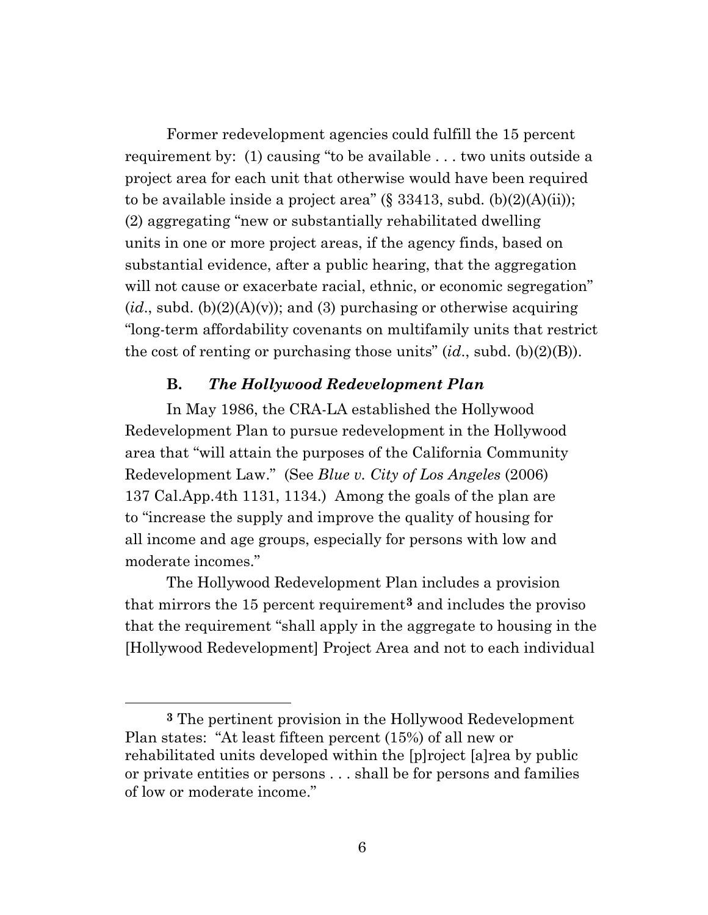Former redevelopment agencies could fulfill the 15 percent requirement by: (1) causing "to be available . . . two units outside a project area for each unit that otherwise would have been required to be available inside a project area" (§ 33413, subd. (b)(2)(A)(ii)); (2) aggregating "new or substantially rehabilitated dwelling units in one or more project areas, if the agency finds, based on substantial evidence, after a public hearing, that the aggregation will not cause or exacerbate racial, ethnic, or economic segregation" (*id*., subd. (b)(2)(A)(v)); and (3) purchasing or otherwise acquiring "long-term affordability covenants on multifamily units that restrict the cost of renting or purchasing those units" (*id*., subd. (b)(2)(B)).

### B. *The Hollywood Redevelopment Plan*

In May 1986, the CRA-LA established the Hollywood Redevelopment Plan to pursue redevelopment in the Hollywood area that "will attain the purposes of the California Community Redevelopment Law." (See *Blue v. City of Los Angeles* (2006) 137 Cal.App.4th 1131, 1134.) Among the goals of the plan are to "increase the supply and improve the quality of housing for all income and age groups, especially for persons with low and moderate incomes."

The Hollywood Redevelopment Plan includes a provision that mirrors the 15 percent requirement[3] and includes the proviso that the requirement "shall apply in the aggregate to housing in the [Hollywood Redevelopment] Project Area and not to each individual

---

[3] The pertinent provision in the Hollywood Redevelopment Plan states: "At least fifteen percent (15%) of all new or rehabilitated units developed within the [p]roject [a]rea by public or private entities or persons . . . shall be for persons and families of low or moderate income."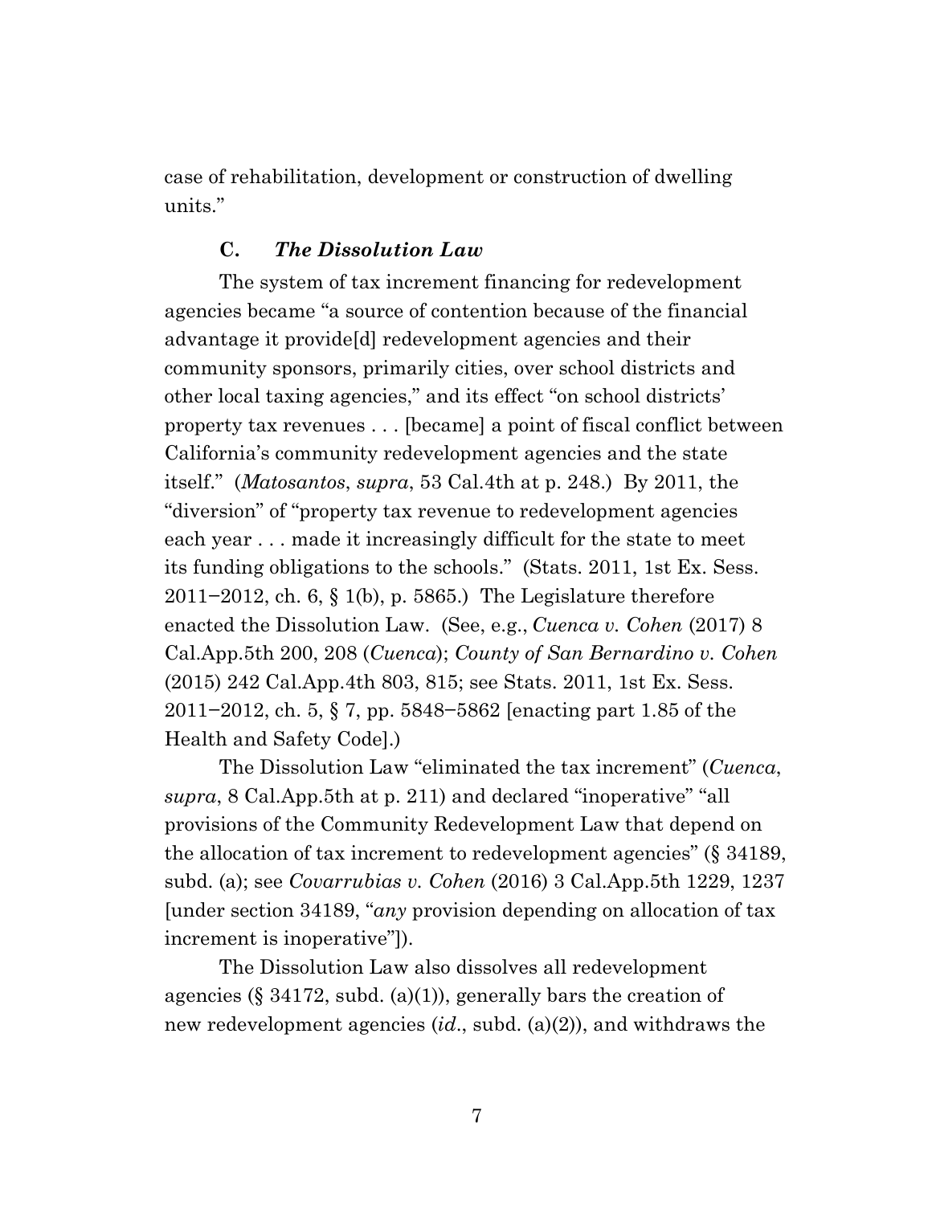case of rehabilitation, development or construction of dwelling units."

### C. *The Dissolution Law*

The system of tax increment financing for redevelopment agencies became "a source of contention because of the financial advantage it provide[d] redevelopment agencies and their community sponsors, primarily cities, over school districts and other local taxing agencies," and its effect "on school districts' property tax revenues . . . [became] a point of fiscal conflict between California's community redevelopment agencies and the state itself." (*Matosantos*, *supra*, 53 Cal.4th at p. 248.) By 2011, the "diversion" of "property tax revenue to redevelopment agencies each year . . . made it increasingly difficult for the state to meet its funding obligations to the schools." (Stats. 2011, 1st Ex. Sess. 2011–2012, ch. 6, § 1(b), p. 5865.) The Legislature therefore enacted the Dissolution Law. (See, e.g., *Cuenca v. Cohen* (2017) 8 Cal.App.5th 200, 208 (*Cuenca*); *County of San Bernardino v. Cohen* (2015) 242 Cal.App.4th 803, 815; see Stats. 2011, 1st Ex. Sess. 2011–2012, ch. 5, § 7, pp. 5848–5862 [enacting part 1.85 of the Health and Safety Code].)

The Dissolution Law "eliminated the tax increment" (*Cuenca*, *supra*, 8 Cal.App.5th at p. 211) and declared "inoperative" "all provisions of the Community Redevelopment Law that depend on the allocation of tax increment to redevelopment agencies" (§ 34189, subd. (a); see *Covarrubias v. Cohen* (2016) 3 Cal.App.5th 1229, 1237 [under section 34189, "*any* provision depending on allocation of tax increment is inoperative"]).

The Dissolution Law also dissolves all redevelopment agencies (§ 34172, subd. (a)(1)), generally bars the creation of new redevelopment agencies (*id*., subd. (a)(2)), and withdraws the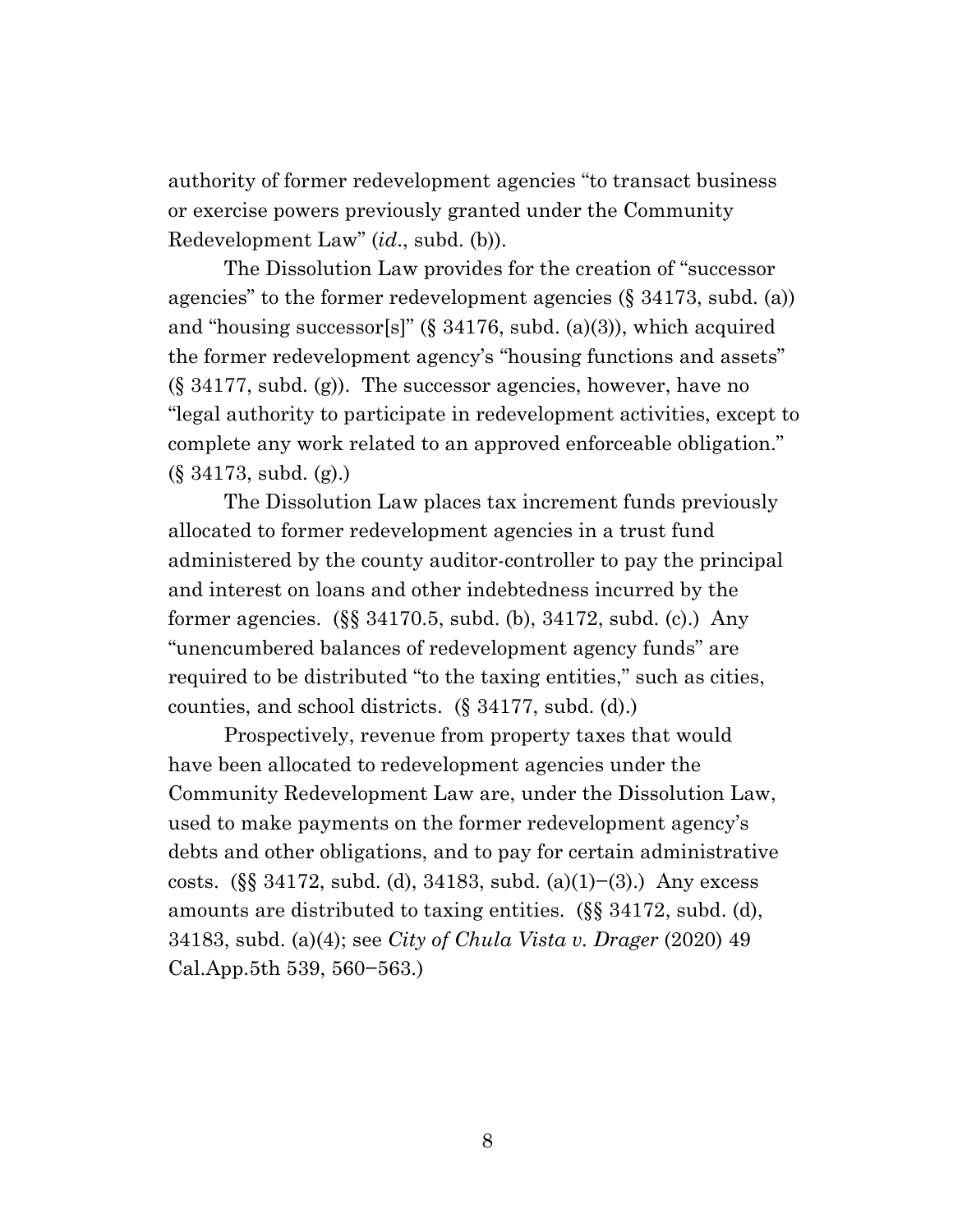authority of former redevelopment agencies "to transact business or exercise powers previously granted under the Community Redevelopment Law" (*id*., subd. (b)).

The Dissolution Law provides for the creation of "successor agencies" to the former redevelopment agencies (§ 34173, subd. (a)) and "housing successor[s]" (§ 34176, subd. (a)(3)), which acquired the former redevelopment agency's "housing functions and assets" (§ 34177, subd. (g)). The successor agencies, however, have no "legal authority to participate in redevelopment activities, except to complete any work related to an approved enforceable obligation." (§ 34173, subd. (g).)

The Dissolution Law places tax increment funds previously allocated to former redevelopment agencies in a trust fund administered by the county auditor-controller to pay the principal and interest on loans and other indebtedness incurred by the former agencies. (§§ 34170.5, subd. (b), 34172, subd. (c).) Any "unencumbered balances of redevelopment agency funds" are required to be distributed "to the taxing entities," such as cities, counties, and school districts. (§ 34177, subd. (d).)

Prospectively, revenue from property taxes that would have been allocated to redevelopment agencies under the Community Redevelopment Law are, under the Dissolution Law, used to make payments on the former redevelopment agency's debts and other obligations, and to pay for certain administrative costs. (§§ 34172, subd. (d), 34183, subd. (a)(1)−(3).) Any excess amounts are distributed to taxing entities. (§§ 34172, subd. (d), 34183, subd. (a)(4); see *City of Chula Vista v. Drager* (2020) 49 Cal.App.5th 539, 560−563.)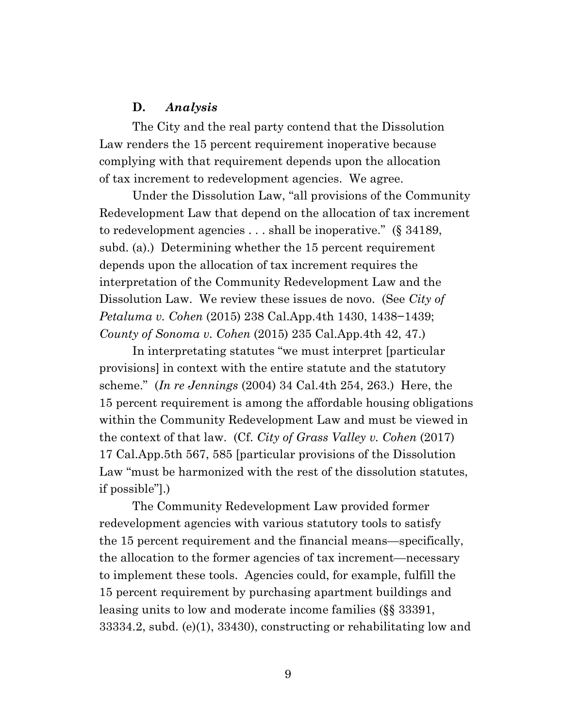### D. *Analysis*

The City and the real party contend that the Dissolution Law renders the 15 percent requirement inoperative because complying with that requirement depends upon the allocation of tax increment to redevelopment agencies. We agree.

Under the Dissolution Law, "all provisions of the Community Redevelopment Law that depend on the allocation of tax increment to redevelopment agencies . . . shall be inoperative." (§ 34189, subd. (a).) Determining whether the 15 percent requirement depends upon the allocation of tax increment requires the interpretation of the Community Redevelopment Law and the Dissolution Law. We review these issues de novo. (See *City of Petaluma v. Cohen* (2015) 238 Cal.App.4th 1430, 1438−1439; *County of Sonoma v. Cohen* (2015) 235 Cal.App.4th 42, 47.)

In interpretating statutes "we must interpret [particular provisions] in context with the entire statute and the statutory scheme." (*In re Jennings* (2004) 34 Cal.4th 254, 263.) Here, the 15 percent requirement is among the affordable housing obligations within the Community Redevelopment Law and must be viewed in the context of that law. (Cf. *City of Grass Valley v. Cohen* (2017) 17 Cal.App.5th 567, 585 [particular provisions of the Dissolution Law "must be harmonized with the rest of the dissolution statutes, if possible"].)

The Community Redevelopment Law provided former redevelopment agencies with various statutory tools to satisfy the 15 percent requirement and the financial means—specifically, the allocation to the former agencies of tax increment—necessary to implement these tools. Agencies could, for example, fulfill the 15 percent requirement by purchasing apartment buildings and leasing units to low and moderate income families (§§ 33391, 33334.2, subd. (e)(1), 33430), constructing or rehabilitating low and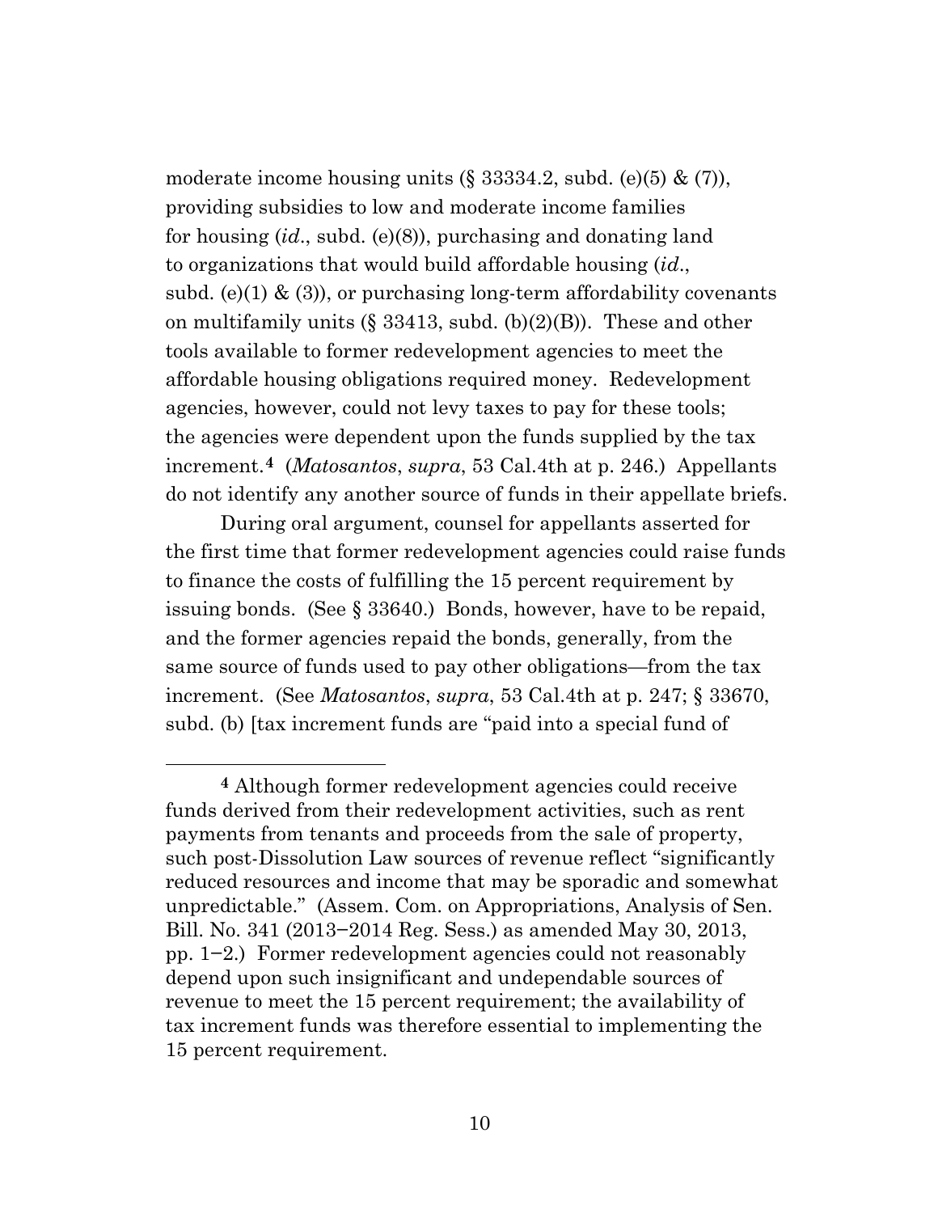moderate income housing units (§ 33334.2, subd. (e)(5) & (7)), providing subsidies to low and moderate income families for housing (*id*., subd. (e)(8)), purchasing and donating land to organizations that would build affordable housing (*id*., subd. (e)(1) & (3)), or purchasing long-term affordability covenants on multifamily units (§ 33413, subd. (b)(2)(B)). These and other tools available to former redevelopment agencies to meet the affordable housing obligations required money. Redevelopment agencies, however, could not levy taxes to pay for these tools; the agencies were dependent upon the funds supplied by the tax increment.[4] (*Matosantos*, *supra*, 53 Cal.4th at p. 246.) Appellants do not identify any another source of funds in their appellate briefs.

During oral argument, counsel for appellants asserted for the first time that former redevelopment agencies could raise funds to finance the costs of fulfilling the 15 percent requirement by issuing bonds. (See § 33640.) Bonds, however, have to be repaid, and the former agencies repaid the bonds, generally, from the same source of funds used to pay other obligations—from the tax increment. (See *Matosantos*, *supra*, 53 Cal.4th at p. 247; § 33670, subd. (b) [tax increment funds are "paid into a special fund of

---

[4] Although former redevelopment agencies could receive funds derived from their redevelopment activities, such as rent payments from tenants and proceeds from the sale of property, such post-Dissolution Law sources of revenue reflect "significantly reduced resources and income that may be sporadic and somewhat unpredictable." (Assem. Com. on Appropriations, Analysis of Sen. Bill. No. 341 (2013−2014 Reg. Sess.) as amended May 30, 2013, pp. 1−2.) Former redevelopment agencies could not reasonably depend upon such insignificant and undependable sources of revenue to meet the 15 percent requirement; the availability of tax increment funds was therefore essential to implementing the 15 percent requirement.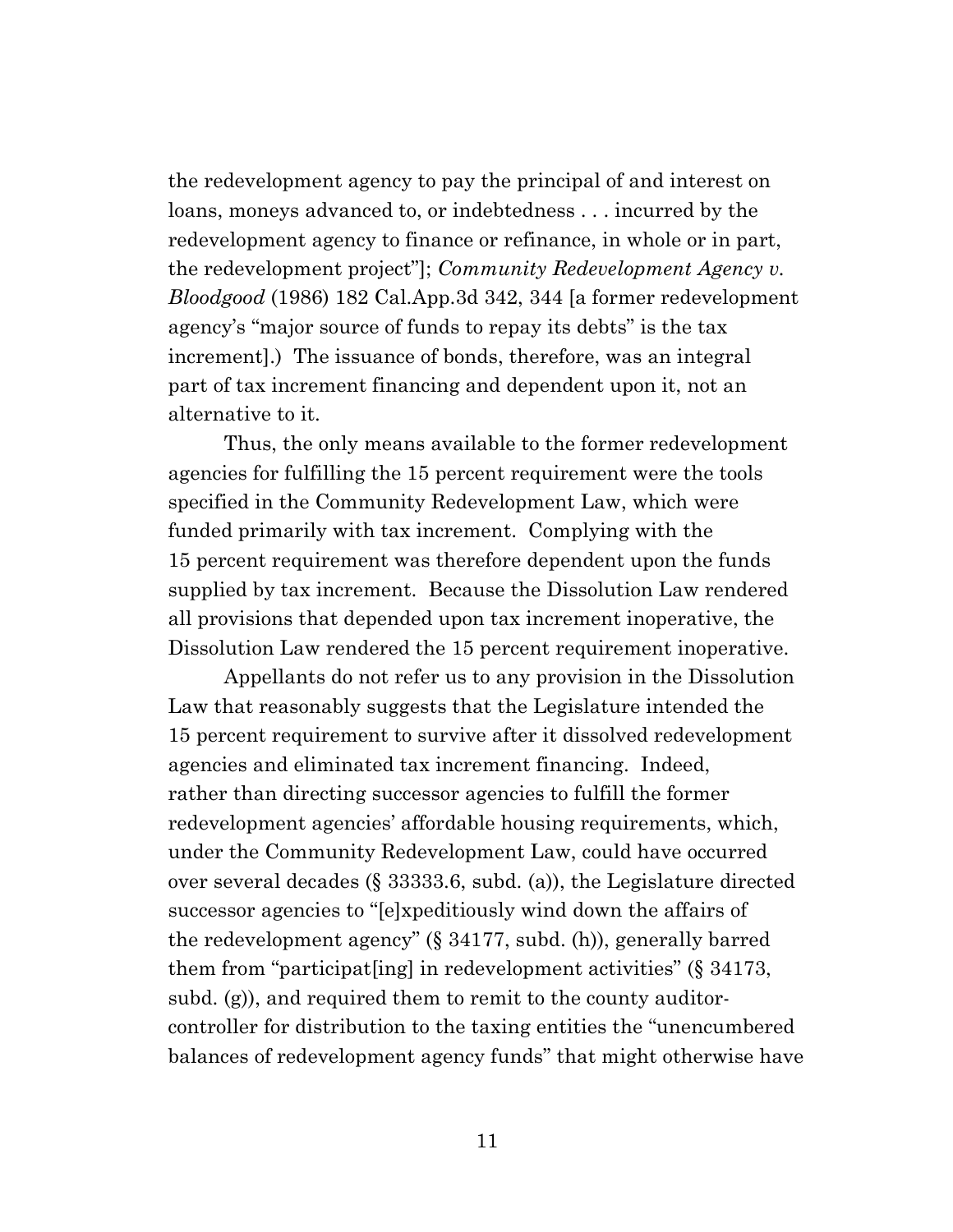the redevelopment agency to pay the principal of and interest on loans, moneys advanced to, or indebtedness . . . incurred by the redevelopment agency to finance or refinance, in whole or in part, the redevelopment project"]; *Community Redevelopment Agency v. Bloodgood* (1986) 182 Cal.App.3d 342, 344 [a former redevelopment agency's "major source of funds to repay its debts" is the tax increment].) The issuance of bonds, therefore, was an integral part of tax increment financing and dependent upon it, not an alternative to it.

Thus, the only means available to the former redevelopment agencies for fulfilling the 15 percent requirement were the tools specified in the Community Redevelopment Law, which were funded primarily with tax increment. Complying with the 15 percent requirement was therefore dependent upon the funds supplied by tax increment. Because the Dissolution Law rendered all provisions that depended upon tax increment inoperative, the Dissolution Law rendered the 15 percent requirement inoperative.

Appellants do not refer us to any provision in the Dissolution Law that reasonably suggests that the Legislature intended the 15 percent requirement to survive after it dissolved redevelopment agencies and eliminated tax increment financing. Indeed, rather than directing successor agencies to fulfill the former redevelopment agencies' affordable housing requirements, which, under the Community Redevelopment Law, could have occurred over several decades (§ 33333.6, subd. (a)), the Legislature directed successor agencies to "[e]xpeditiously wind down the affairs of the redevelopment agency" (§ 34177, subd. (h)), generally barred them from "participat[ing] in redevelopment activities" (§ 34173, subd. (g)), and required them to remit to the county auditor-controller for distribution to the taxing entities the "unencumbered balances of redevelopment agency funds" that might otherwise have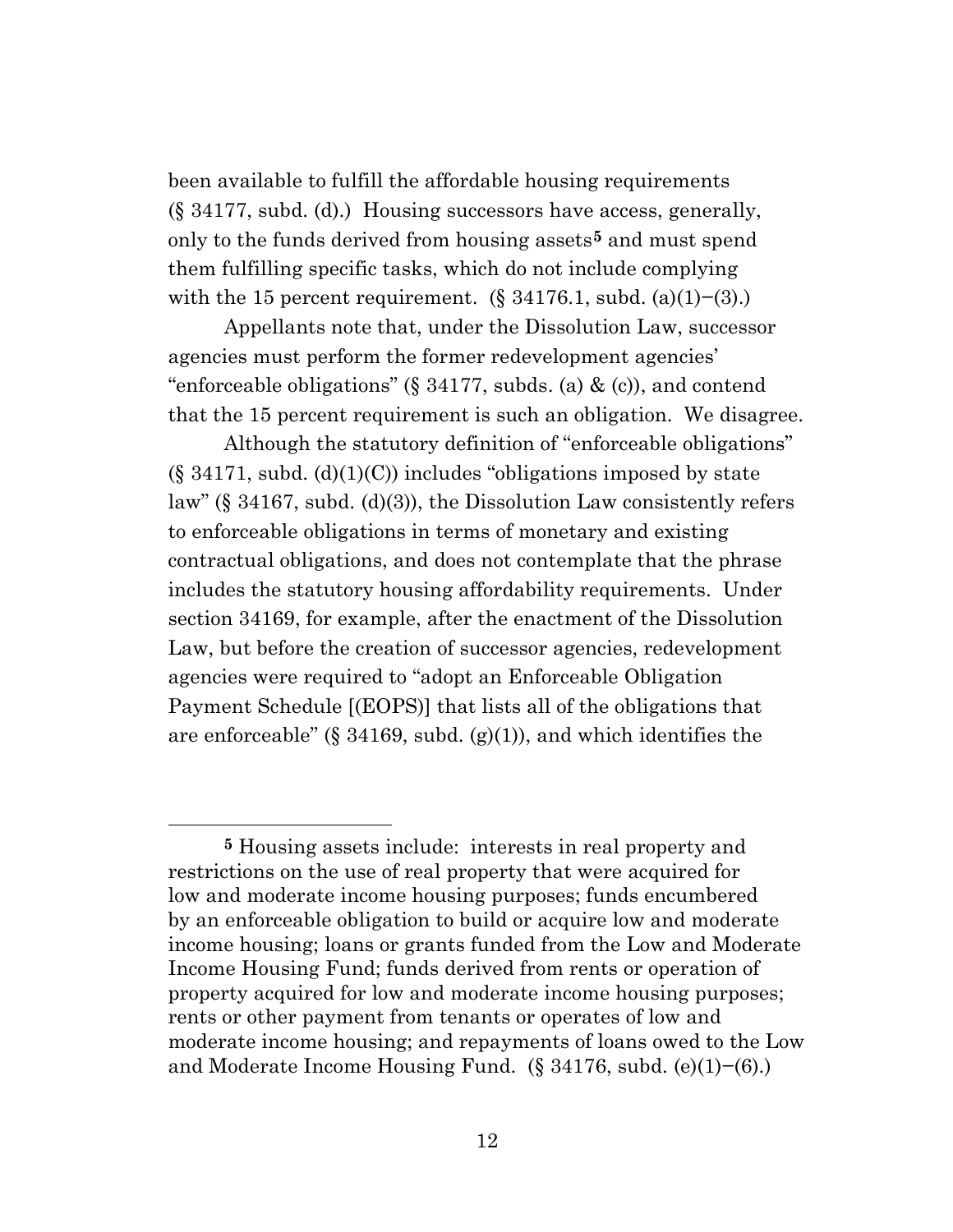been available to fulfill the affordable housing requirements (§ 34177, subd. (d).) Housing successors have access, generally, only to the funds derived from housing assets[5] and must spend them fulfilling specific tasks, which do not include complying with the 15 percent requirement. (§ 34176.1, subd. (a)(1)−(3).)

Appellants note that, under the Dissolution Law, successor agencies must perform the former redevelopment agencies' "enforceable obligations" (§ 34177, subds. (a) & (c)), and contend that the 15 percent requirement is such an obligation. We disagree.

Although the statutory definition of "enforceable obligations" (§ 34171, subd. (d)(1)(C)) includes "obligations imposed by state law" (§ 34167, subd. (d)(3)), the Dissolution Law consistently refers to enforceable obligations in terms of monetary and existing contractual obligations, and does not contemplate that the phrase includes the statutory housing affordability requirements. Under section 34169, for example, after the enactment of the Dissolution Law, but before the creation of successor agencies, redevelopment agencies were required to "adopt an Enforceable Obligation Payment Schedule [(EOPS)] that lists all of the obligations that are enforceable" (§ 34169, subd. (g)(1)), and which identifies the

---

[5] Housing assets include: interests in real property and restrictions on the use of real property that were acquired for low and moderate income housing purposes; funds encumbered by an enforceable obligation to build or acquire low and moderate income housing; loans or grants funded from the Low and Moderate Income Housing Fund; funds derived from rents or operation of property acquired for low and moderate income housing purposes; rents or other payment from tenants or operates of low and moderate income housing; and repayments of loans owed to the Low and Moderate Income Housing Fund. (§ 34176, subd. (e)(1)−(6).)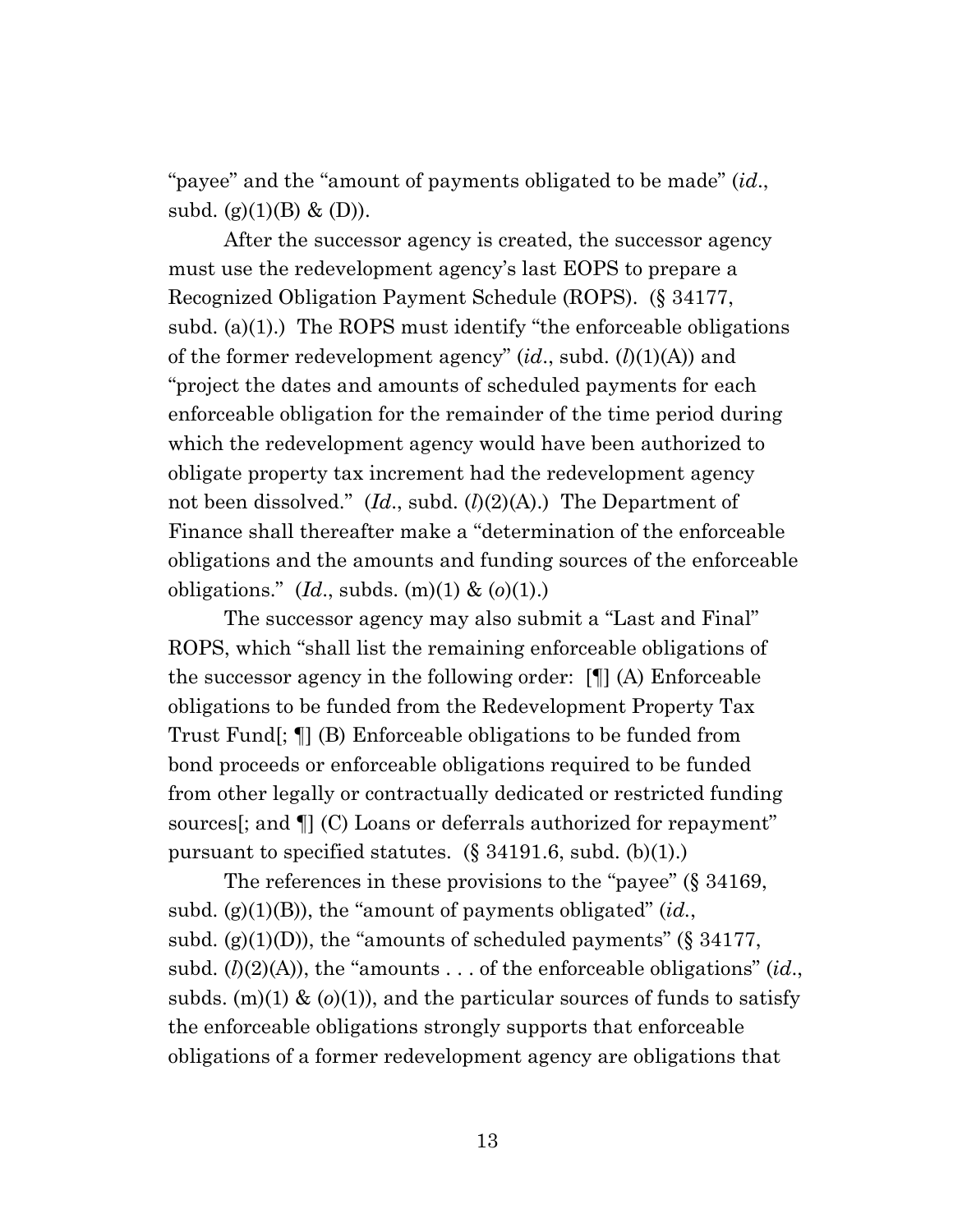"payee" and the "amount of payments obligated to be made" (*id.*, subd. (g)(1)(B) & (D)).

After the successor agency is created, the successor agency must use the redevelopment agency's last EOPS to prepare a Recognized Obligation Payment Schedule (ROPS). (§ 34177, subd. (a)(1).) The ROPS must identify "the enforceable obligations of the former redevelopment agency" (*id.*, subd. (*l*)(1)(A)) and "project the dates and amounts of scheduled payments for each enforceable obligation for the remainder of the time period during which the redevelopment agency would have been authorized to obligate property tax increment had the redevelopment agency not been dissolved." (*Id.*, subd. (*l*)(2)(A).) The Department of Finance shall thereafter make a "determination of the enforceable obligations and the amounts and funding sources of the enforceable obligations." (*Id.*, subds. (m)(1) & (*o*)(1).)

The successor agency may also submit a "Last and Final" ROPS, which "shall list the remaining enforceable obligations of the successor agency in the following order: [¶] (A) Enforceable obligations to be funded from the Redevelopment Property Tax Trust Fund[; ¶] (B) Enforceable obligations to be funded from bond proceeds or enforceable obligations required to be funded from other legally or contractually dedicated or restricted funding sources[; and ¶] (C) Loans or deferrals authorized for repayment" pursuant to specified statutes. (§ 34191.6, subd. (b)(1).)

The references in these provisions to the "payee" (§ 34169, subd. (g)(1)(B)), the "amount of payments obligated" (*id.*, subd. (g)(1)(D)), the "amounts of scheduled payments" (§ 34177, subd. (*l*)(2)(A)), the "amounts . . . of the enforceable obligations" (*id.*, subds. (m)(1) & (*o*)(1)), and the particular sources of funds to satisfy the enforceable obligations strongly supports that enforceable obligations of a former redevelopment agency are obligations that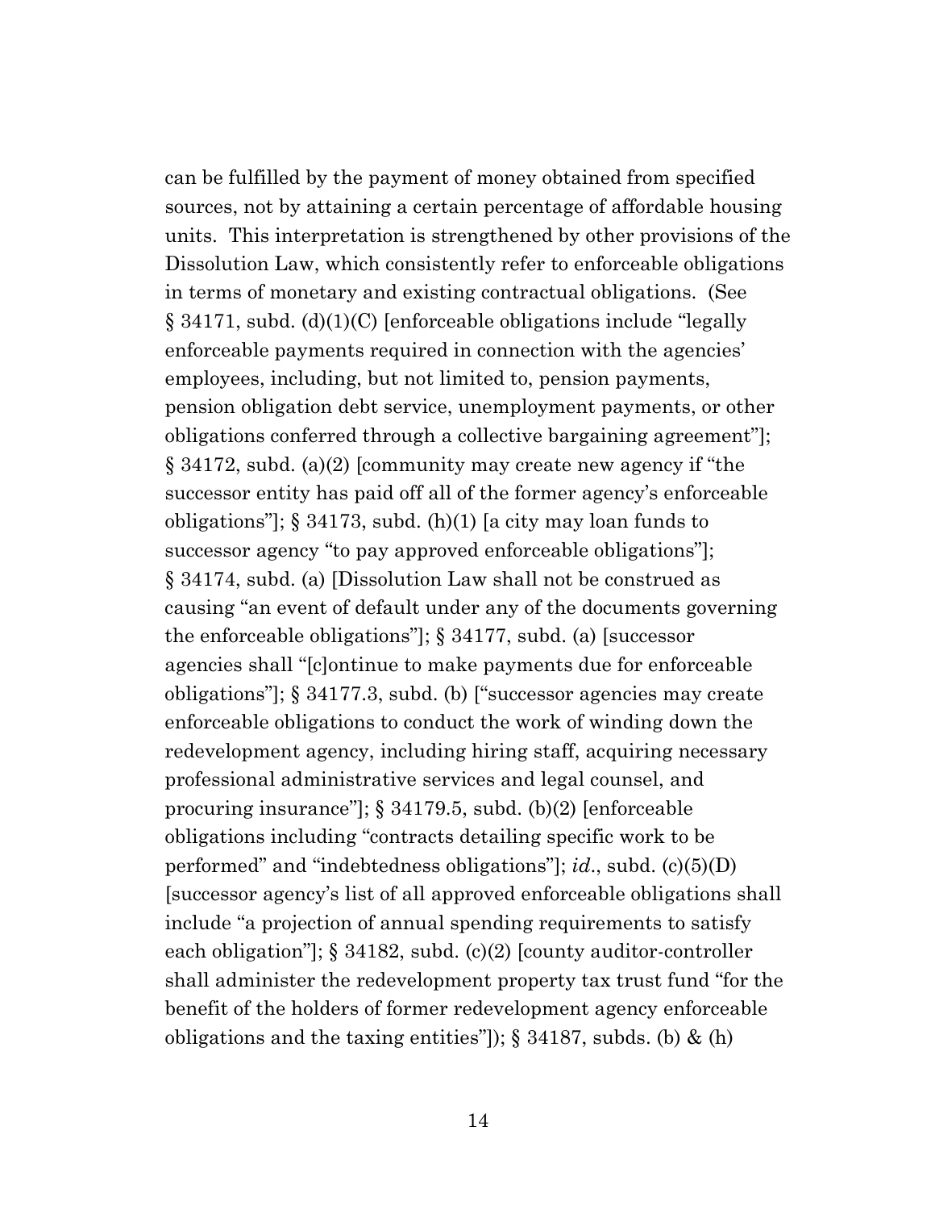can be fulfilled by the payment of money obtained from specified sources, not by attaining a certain percentage of affordable housing units. This interpretation is strengthened by other provisions of the Dissolution Law, which consistently refer to enforceable obligations in terms of monetary and existing contractual obligations. (See § 34171, subd. (d)(1)(C) [enforceable obligations include "legally enforceable payments required in connection with the agencies' employees, including, but not limited to, pension payments, pension obligation debt service, unemployment payments, or other obligations conferred through a collective bargaining agreement"]; § 34172, subd. (a)(2) [community may create new agency if "the successor entity has paid off all of the former agency's enforceable obligations"]; § 34173, subd. (h)(1) [a city may loan funds to successor agency "to pay approved enforceable obligations"]; § 34174, subd. (a) [Dissolution Law shall not be construed as causing "an event of default under any of the documents governing the enforceable obligations"]; § 34177, subd. (a) [successor agencies shall "[c]ontinue to make payments due for enforceable obligations"]; § 34177.3, subd. (b) ["successor agencies may create enforceable obligations to conduct the work of winding down the redevelopment agency, including hiring staff, acquiring necessary professional administrative services and legal counsel, and procuring insurance"]; § 34179.5, subd. (b)(2) [enforceable obligations including "contracts detailing specific work to be performed" and "indebtedness obligations"]; *id*., subd. (c)(5)(D) [successor agency's list of all approved enforceable obligations shall include "a projection of annual spending requirements to satisfy each obligation"]; § 34182, subd. (c)(2) [county auditor-controller shall administer the redevelopment property tax trust fund "for the benefit of the holders of former redevelopment agency enforceable obligations and the taxing entities"]); § 34187, subds. (b) & (h)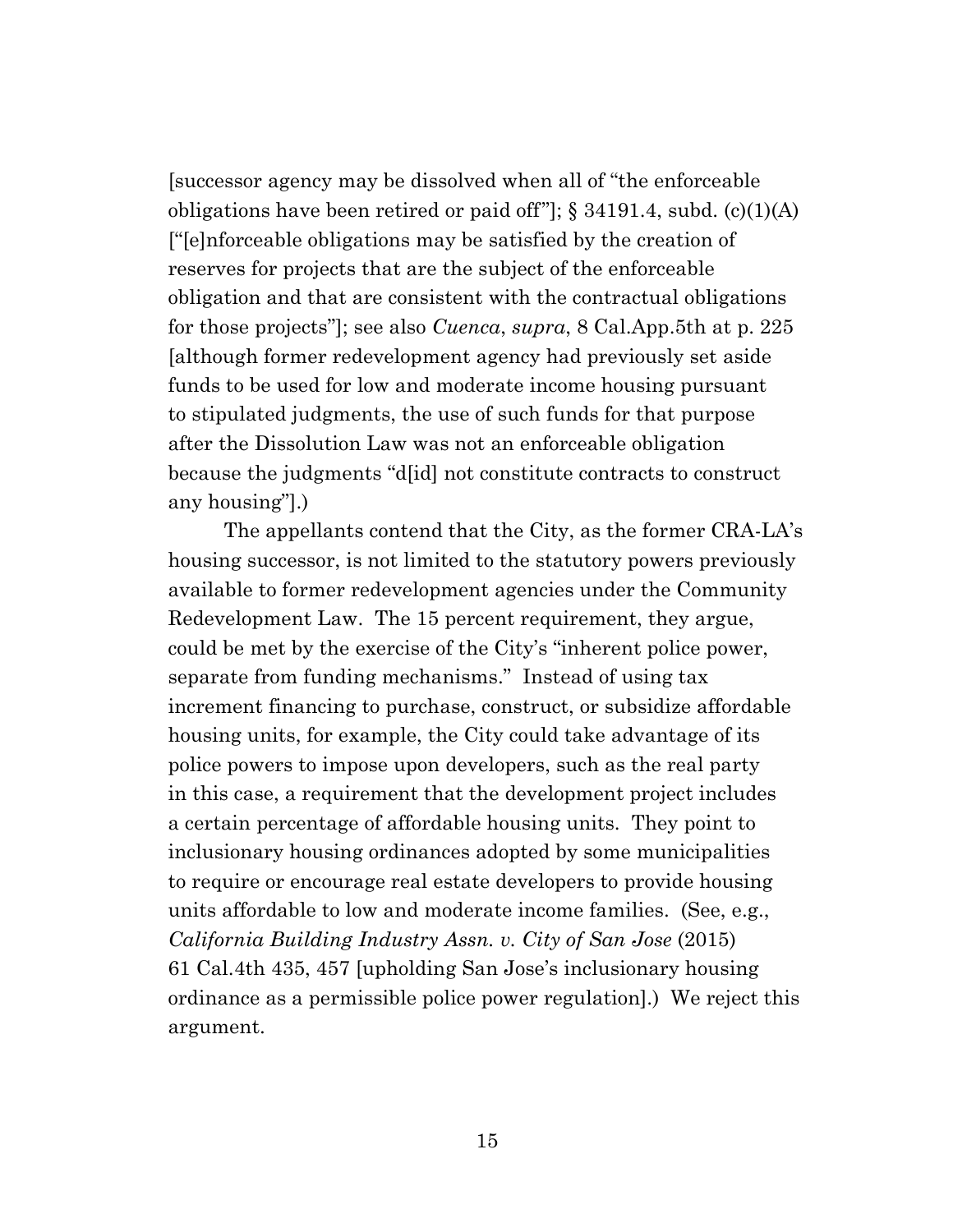[successor agency may be dissolved when all of "the enforceable obligations have been retired or paid off"]; § 34191.4, subd. (c)(1)(A) ["[e]nforceable obligations may be satisfied by the creation of reserves for projects that are the subject of the enforceable obligation and that are consistent with the contractual obligations for those projects"]; see also *Cuenca*, *supra*, 8 Cal.App.5th at p. 225 [although former redevelopment agency had previously set aside funds to be used for low and moderate income housing pursuant to stipulated judgments, the use of such funds for that purpose after the Dissolution Law was not an enforceable obligation because the judgments "d[id] not constitute contracts to construct any housing"].)

The appellants contend that the City, as the former CRA-LA's housing successor, is not limited to the statutory powers previously available to former redevelopment agencies under the Community Redevelopment Law. The 15 percent requirement, they argue, could be met by the exercise of the City's "inherent police power, separate from funding mechanisms." Instead of using tax increment financing to purchase, construct, or subsidize affordable housing units, for example, the City could take advantage of its police powers to impose upon developers, such as the real party in this case, a requirement that the development project includes a certain percentage of affordable housing units. They point to inclusionary housing ordinances adopted by some municipalities to require or encourage real estate developers to provide housing units affordable to low and moderate income families. (See, e.g., *California Building Industry Assn. v. City of San Jose* (2015) 61 Cal.4th 435, 457 [upholding San Jose's inclusionary housing ordinance as a permissible police power regulation].) We reject this argument.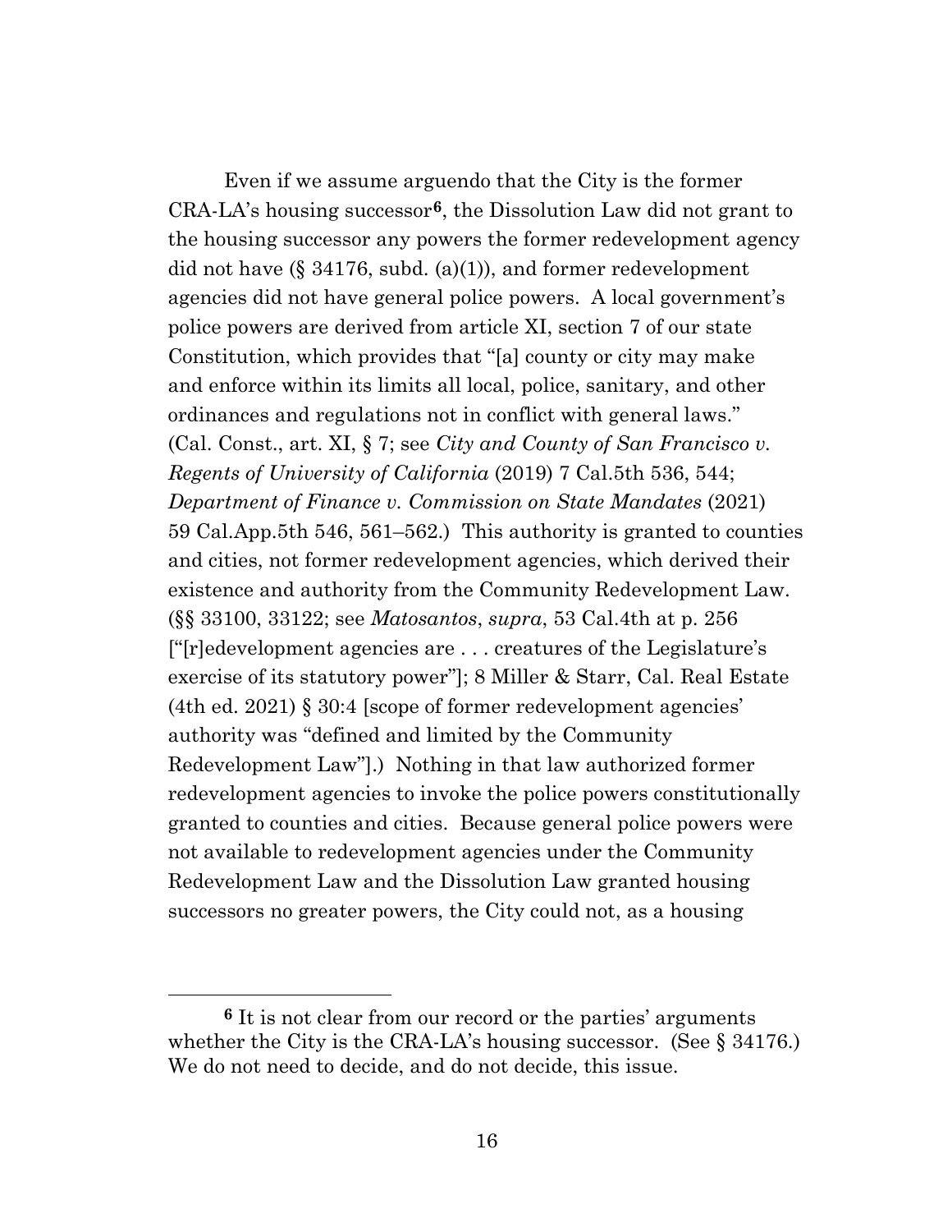Even if we assume arguendo that the City is the former CRA-LA's housing successor[6], the Dissolution Law did not grant to the housing successor any powers the former redevelopment agency did not have (§ 34176, subd. (a)(1)), and former redevelopment agencies did not have general police powers. A local government's police powers are derived from article XI, section 7 of our state Constitution, which provides that "[a] county or city may make and enforce within its limits all local, police, sanitary, and other ordinances and regulations not in conflict with general laws." (Cal. Const., art. XI, § 7; see *City and County of San Francisco v. Regents of University of California* (2019) 7 Cal.5th 536, 544; *Department of Finance v. Commission on State Mandates* (2021) 59 Cal.App.5th 546, 561–562.) This authority is granted to counties and cities, not former redevelopment agencies, which derived their existence and authority from the Community Redevelopment Law. (§§ 33100, 33122; see *Matosantos*, *supra*, 53 Cal.4th at p. 256 ["[r]edevelopment agencies are . . . creatures of the Legislature's exercise of its statutory power"]; 8 Miller & Starr, Cal. Real Estate (4th ed. 2021) § 30:4 [scope of former redevelopment agencies' authority was "defined and limited by the Community Redevelopment Law"].) Nothing in that law authorized former redevelopment agencies to invoke the police powers constitutionally granted to counties and cities. Because general police powers were not available to redevelopment agencies under the Community Redevelopment Law and the Dissolution Law granted housing successors no greater powers, the City could not, as a housing

---

[6] It is not clear from our record or the parties' arguments whether the City is the CRA-LA's housing successor. (See § 34176.) We do not need to decide, and do not decide, this issue.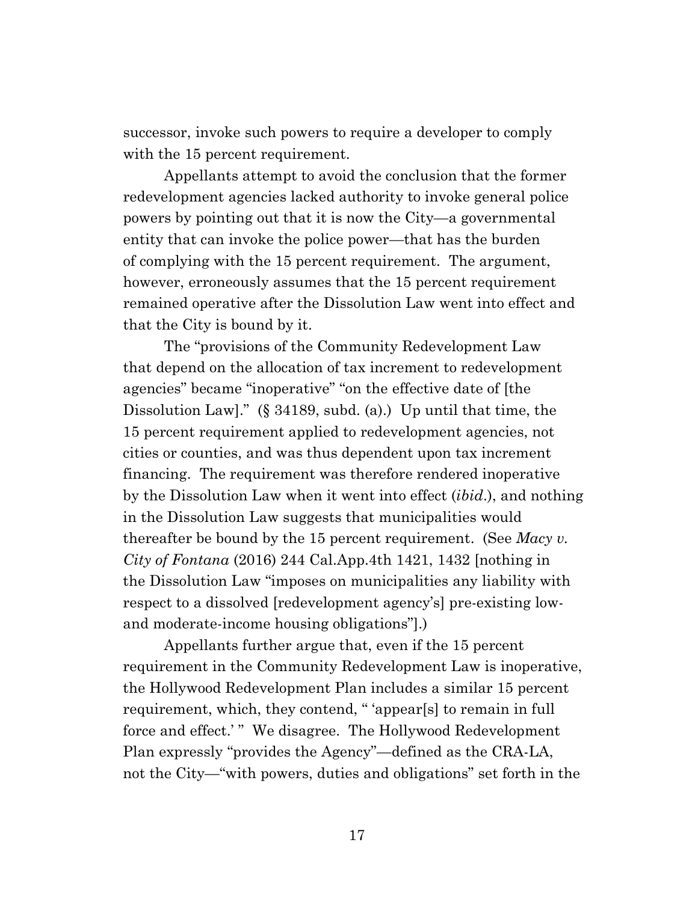successor, invoke such powers to require a developer to comply with the 15 percent requirement.

Appellants attempt to avoid the conclusion that the former redevelopment agencies lacked authority to invoke general police powers by pointing out that it is now the City—a governmental entity that can invoke the police power—that has the burden of complying with the 15 percent requirement. The argument, however, erroneously assumes that the 15 percent requirement remained operative after the Dissolution Law went into effect and that the City is bound by it.

The "provisions of the Community Redevelopment Law that depend on the allocation of tax increment to redevelopment agencies" became "inoperative" "on the effective date of [the Dissolution Law]." (§ 34189, subd. (a).) Up until that time, the 15 percent requirement applied to redevelopment agencies, not cities or counties, and was thus dependent upon tax increment financing. The requirement was therefore rendered inoperative by the Dissolution Law when it went into effect (*ibid*.), and nothing in the Dissolution Law suggests that municipalities would thereafter be bound by the 15 percent requirement. (See *Macy v. City of Fontana* (2016) 244 Cal.App.4th 1421, 1432 [nothing in the Dissolution Law "imposes on municipalities any liability with respect to a dissolved [redevelopment agency's] pre-existing low- and moderate-income housing obligations"].)

Appellants further argue that, even if the 15 percent requirement in the Community Redevelopment Law is inoperative, the Hollywood Redevelopment Plan includes a similar 15 percent requirement, which, they contend, " 'appear[s] to remain in full force and effect.' " We disagree. The Hollywood Redevelopment Plan expressly "provides the Agency"—defined as the CRA-LA, not the City—"with powers, duties and obligations" set forth in the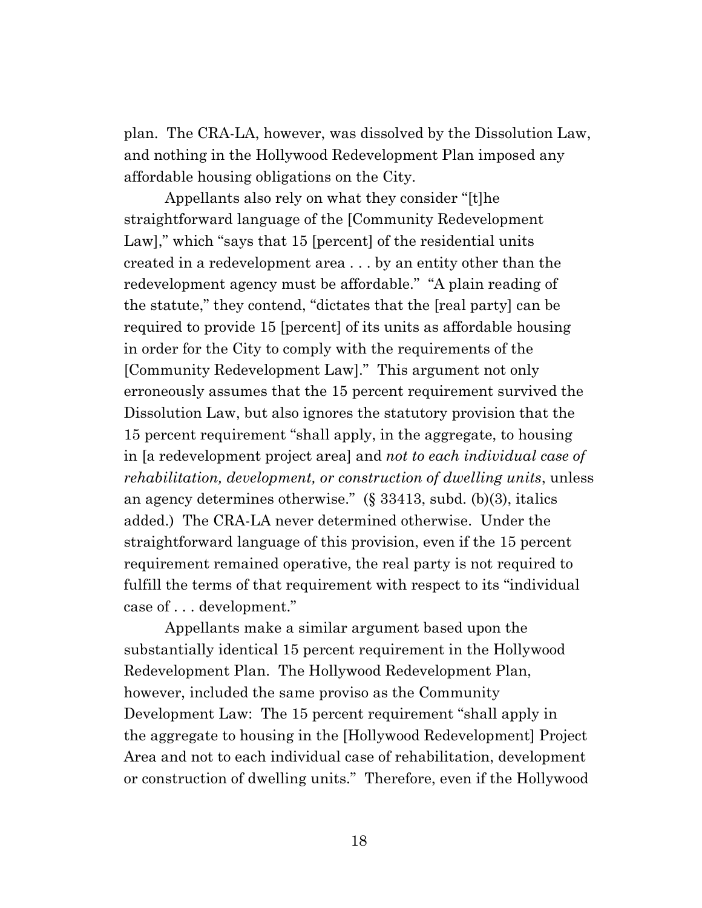plan. The CRA-LA, however, was dissolved by the Dissolution Law, and nothing in the Hollywood Redevelopment Plan imposed any affordable housing obligations on the City.

Appellants also rely on what they consider "[t]he straightforward language of the [Community Redevelopment Law]," which "says that 15 [percent] of the residential units created in a redevelopment area . . . by an entity other than the redevelopment agency must be affordable." "A plain reading of the statute," they contend, "dictates that the [real party] can be required to provide 15 [percent] of its units as affordable housing in order for the City to comply with the requirements of the [Community Redevelopment Law]." This argument not only erroneously assumes that the 15 percent requirement survived the Dissolution Law, but also ignores the statutory provision that the 15 percent requirement "shall apply, in the aggregate, to housing in [a redevelopment project area] and *not to each individual case of rehabilitation, development, or construction of dwelling units*, unless an agency determines otherwise." (§ 33413, subd. (b)(3), italics added.) The CRA-LA never determined otherwise. Under the straightforward language of this provision, even if the 15 percent requirement remained operative, the real party is not required to fulfill the terms of that requirement with respect to its "individual case of . . . development."

Appellants make a similar argument based upon the substantially identical 15 percent requirement in the Hollywood Redevelopment Plan. The Hollywood Redevelopment Plan, however, included the same proviso as the Community Development Law: The 15 percent requirement "shall apply in the aggregate to housing in the [Hollywood Redevelopment] Project Area and not to each individual case of rehabilitation, development or construction of dwelling units." Therefore, even if the Hollywood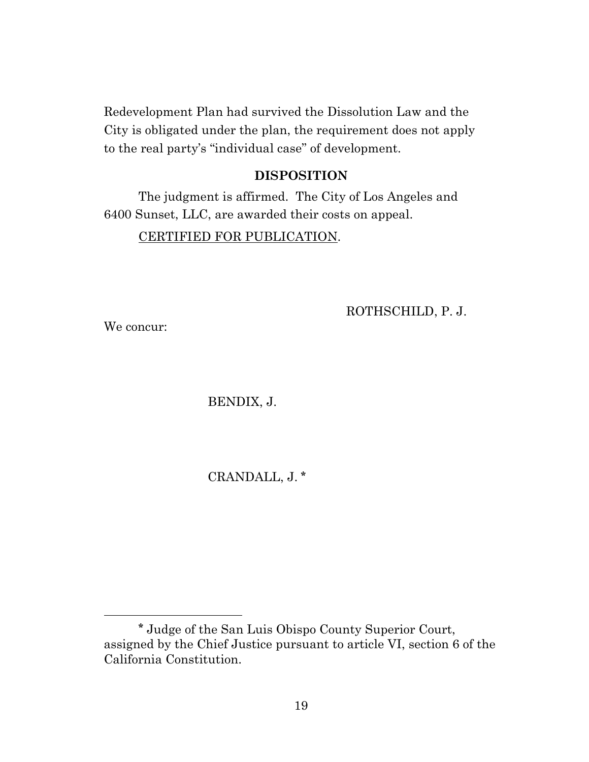Redevelopment Plan had survived the Dissolution Law and the City is obligated under the plan, the requirement does not apply to the real party's "individual case" of development.

## DISPOSITION

The judgment is affirmed. The City of Los Angeles and 6400 Sunset, LLC, are awarded their costs on appeal.

CERTIFIED FOR PUBLICATION.

ROTHSCHILD, P. J.

We concur:

BENDIX, J.

CRANDALL, J. *

---

* Judge of the San Luis Obispo County Superior Court, assigned by the Chief Justice pursuant to article VI, section 6 of the California Constitution.